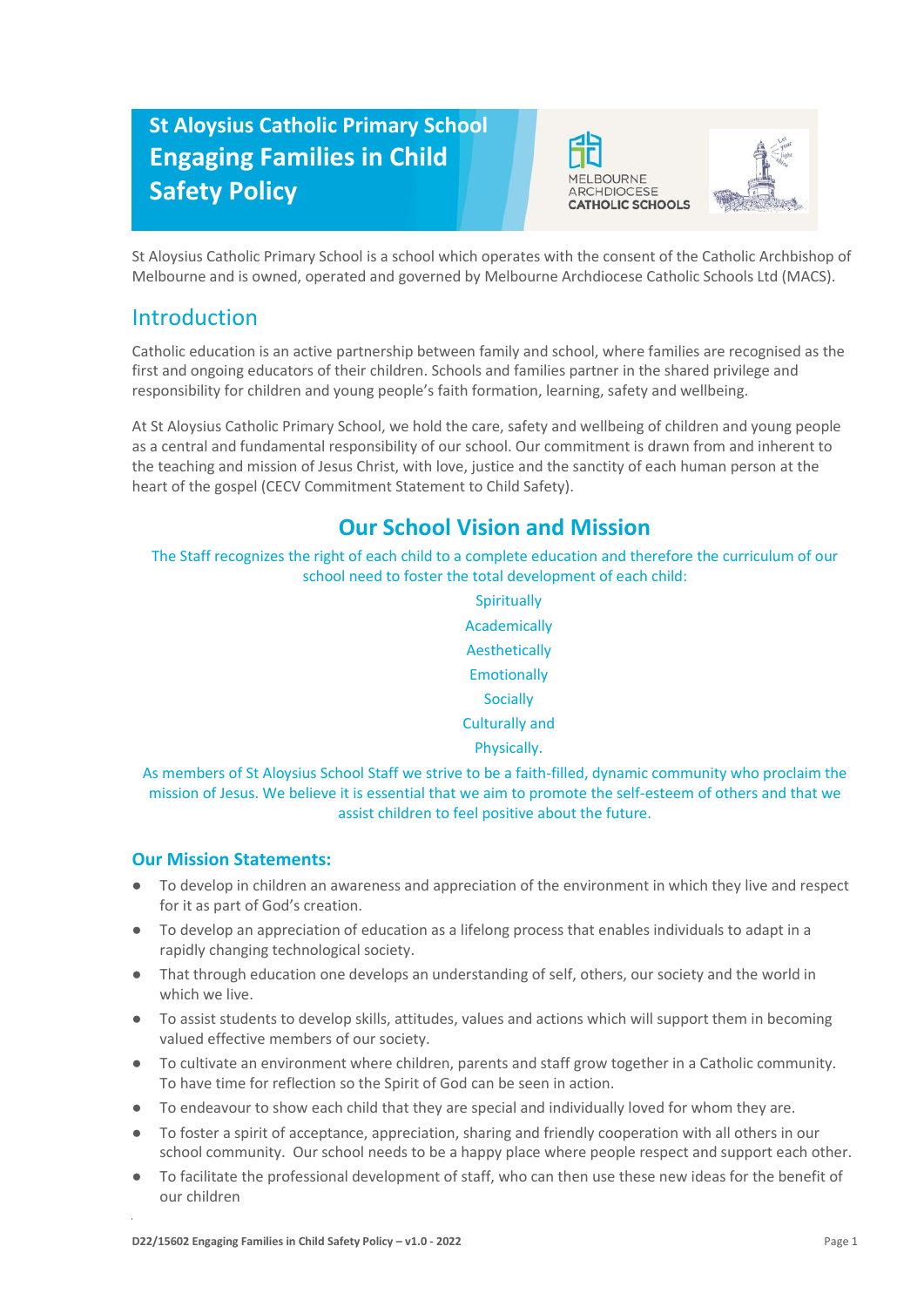# St Aloysius Catholic Primary School Engaging Families in Child Safety Policy

MELBOURNE ARCHDIOCESE CATHOLIC SCHOOLS

St Aloysius Catholic Primary School is a school which operates with the consent of the Catholic Archbishop of Melbourne and is owned, operated and governed by Melbourne Archdiocese Catholic Schools Ltd (MACS).

## Introduction

Catholic education is an active partnership between family and school, where families are recognised as the first and ongoing educators of their children. Schools and families partner in the shared privilege and responsibility for children and young people's faith formation, learning, safety and wellbeing.

At St Aloysius Catholic Primary School, we hold the care, safety and wellbeing of children and young people as a central and fundamental responsibility of our school. Our commitment is drawn from and inherent to the teaching and mission of Jesus Christ, with love, justice and the sanctity of each human person at the heart of the gospel (CECV Commitment Statement to Child Safety).

## Our School Vision and Mission

The Staff recognizes the right of each child to a complete education and therefore the curriculum of our school need to foster the total development of each child:

Spiritually
Academically
Aesthetically
Emotionally
Socially
Culturally and
Physically.

As members of St Aloysius School Staff we strive to be a faith-filled, dynamic community who proclaim the mission of Jesus. We believe it is essential that we aim to promote the self-esteem of others and that we assist children to feel positive about the future.

### Our Mission Statements:

- To develop in children an awareness and appreciation of the environment in which they live and respect for it as part of God's creation.
- To develop an appreciation of education as a lifelong process that enables individuals to adapt in a rapidly changing technological society.
- That through education one develops an understanding of self, others, our society and the world in which we live.
- To assist students to develop skills, attitudes, values and actions which will support them in becoming valued effective members of our society.
- To cultivate an environment where children, parents and staff grow together in a Catholic community. To have time for reflection so the Spirit of God can be seen in action.
- To endeavour to show each child that they are special and individually loved for whom they are.
- To foster a spirit of acceptance, appreciation, sharing and friendly cooperation with all others in our school community. Our school needs to be a happy place where people respect and support each other.
- To facilitate the professional development of staff, who can then use these new ideas for the benefit of our children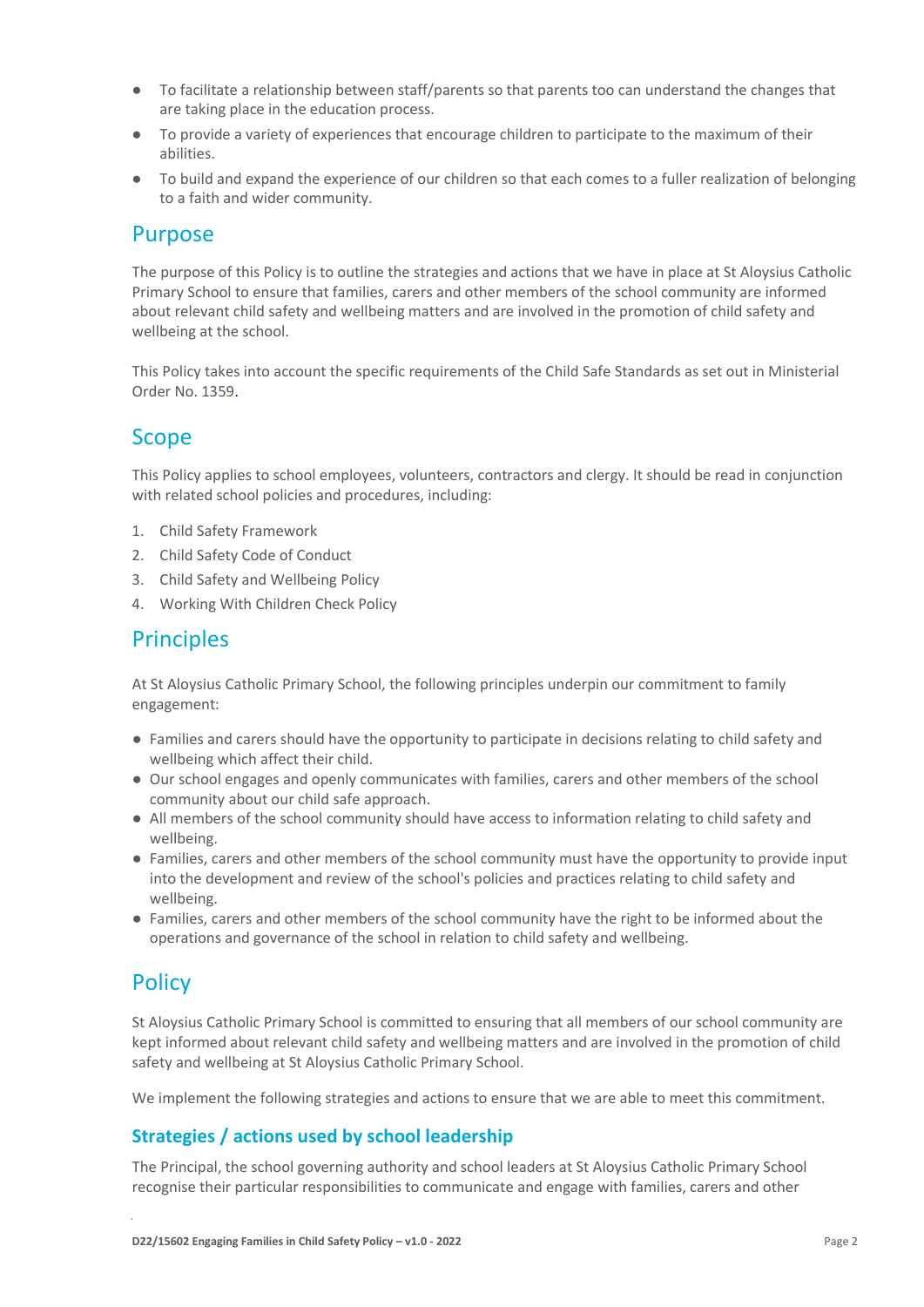- To facilitate a relationship between staff/parents so that parents too can understand the changes that are taking place in the education process.
- To provide a variety of experiences that encourage children to participate to the maximum of their abilities.
- To build and expand the experience of our children so that each comes to a fuller realization of belonging to a faith and wider community.

## Purpose

The purpose of this Policy is to outline the strategies and actions that we have in place at St Aloysius Catholic Primary School to ensure that families, carers and other members of the school community are informed about relevant child safety and wellbeing matters and are involved in the promotion of child safety and wellbeing at the school.

This Policy takes into account the specific requirements of the Child Safe Standards as set out in Ministerial Order No. 1359.

## Scope

This Policy applies to school employees, volunteers, contractors and clergy. It should be read in conjunction with related school policies and procedures, including:

1. Child Safety Framework
2. Child Safety Code of Conduct
3. Child Safety and Wellbeing Policy
4. Working With Children Check Policy

## Principles

At St Aloysius Catholic Primary School, the following principles underpin our commitment to family engagement:

- Families and carers should have the opportunity to participate in decisions relating to child safety and wellbeing which affect their child.
- Our school engages and openly communicates with families, carers and other members of the school community about our child safe approach.
- All members of the school community should have access to information relating to child safety and wellbeing.
- Families, carers and other members of the school community must have the opportunity to provide input into the development and review of the school's policies and practices relating to child safety and wellbeing.
- Families, carers and other members of the school community have the right to be informed about the operations and governance of the school in relation to child safety and wellbeing.

## Policy

St Aloysius Catholic Primary School is committed to ensuring that all members of our school community are kept informed about relevant child safety and wellbeing matters and are involved in the promotion of child safety and wellbeing at St Aloysius Catholic Primary School.

We implement the following strategies and actions to ensure that we are able to meet this commitment.

### Strategies / actions used by school leadership

The Principal, the school governing authority and school leaders at St Aloysius Catholic Primary School recognise their particular responsibilities to communicate and engage with families, carers and other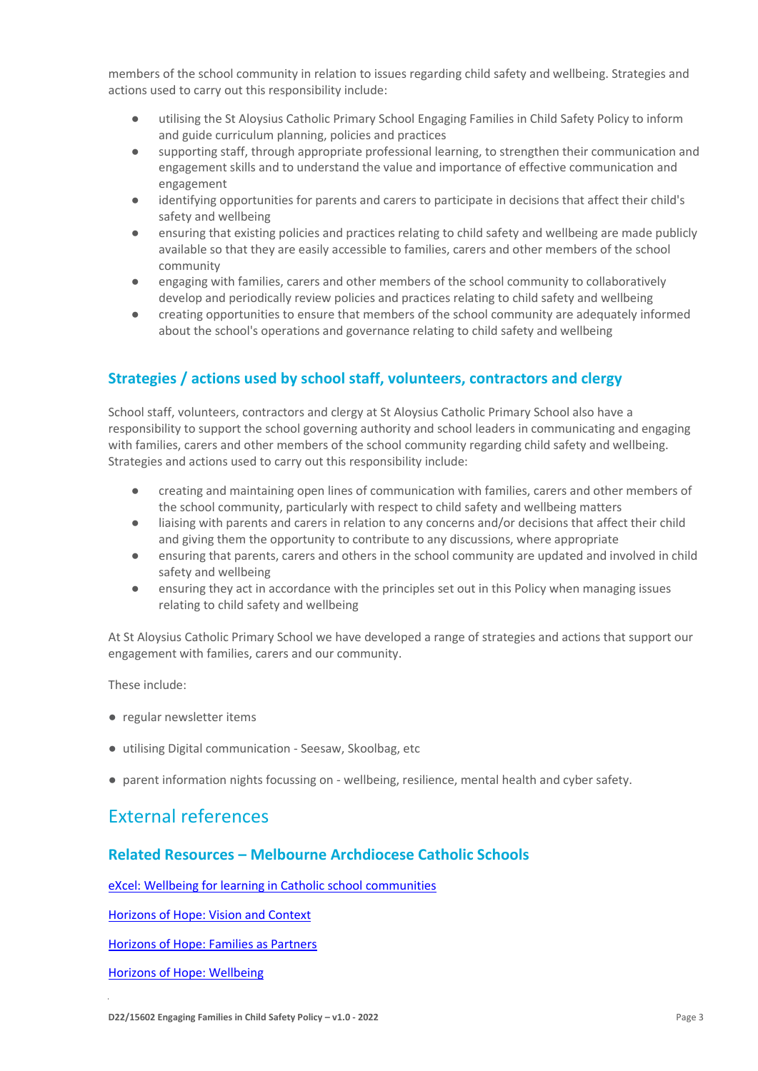members of the school community in relation to issues regarding child safety and wellbeing. Strategies and actions used to carry out this responsibility include:

- utilising the St Aloysius Catholic Primary School Engaging Families in Child Safety Policy to inform and guide curriculum planning, policies and practices
- supporting staff, through appropriate professional learning, to strengthen their communication and engagement skills and to understand the value and importance of effective communication and engagement
- identifying opportunities for parents and carers to participate in decisions that affect their child's safety and wellbeing
- ensuring that existing policies and practices relating to child safety and wellbeing are made publicly available so that they are easily accessible to families, carers and other members of the school community
- engaging with families, carers and other members of the school community to collaboratively develop and periodically review policies and practices relating to child safety and wellbeing
- creating opportunities to ensure that members of the school community are adequately informed about the school's operations and governance relating to child safety and wellbeing

### Strategies / actions used by school staff, volunteers, contractors and clergy

School staff, volunteers, contractors and clergy at St Aloysius Catholic Primary School also have a responsibility to support the school governing authority and school leaders in communicating and engaging with families, carers and other members of the school community regarding child safety and wellbeing. Strategies and actions used to carry out this responsibility include:

- creating and maintaining open lines of communication with families, carers and other members of the school community, particularly with respect to child safety and wellbeing matters
- liaising with parents and carers in relation to any concerns and/or decisions that affect their child and giving them the opportunity to contribute to any discussions, where appropriate
- ensuring that parents, carers and others in the school community are updated and involved in child safety and wellbeing
- ensuring they act in accordance with the principles set out in this Policy when managing issues relating to child safety and wellbeing

At St Aloysius Catholic Primary School we have developed a range of strategies and actions that support our engagement with families, carers and our community.

These include:

- regular newsletter items
- utilising Digital communication - Seesaw, Skoolbag, etc
- parent information nights focussing on - wellbeing, resilience, mental health and cyber safety.

## External references

### Related Resources – Melbourne Archdiocese Catholic Schools

eXcel: Wellbeing for learning in Catholic school communities

Horizons of Hope: Vision and Context

Horizons of Hope: Families as Partners

Horizons of Hope: Wellbeing

D22/15602 Engaging Families in Child Safety Policy – v1.0 - 2022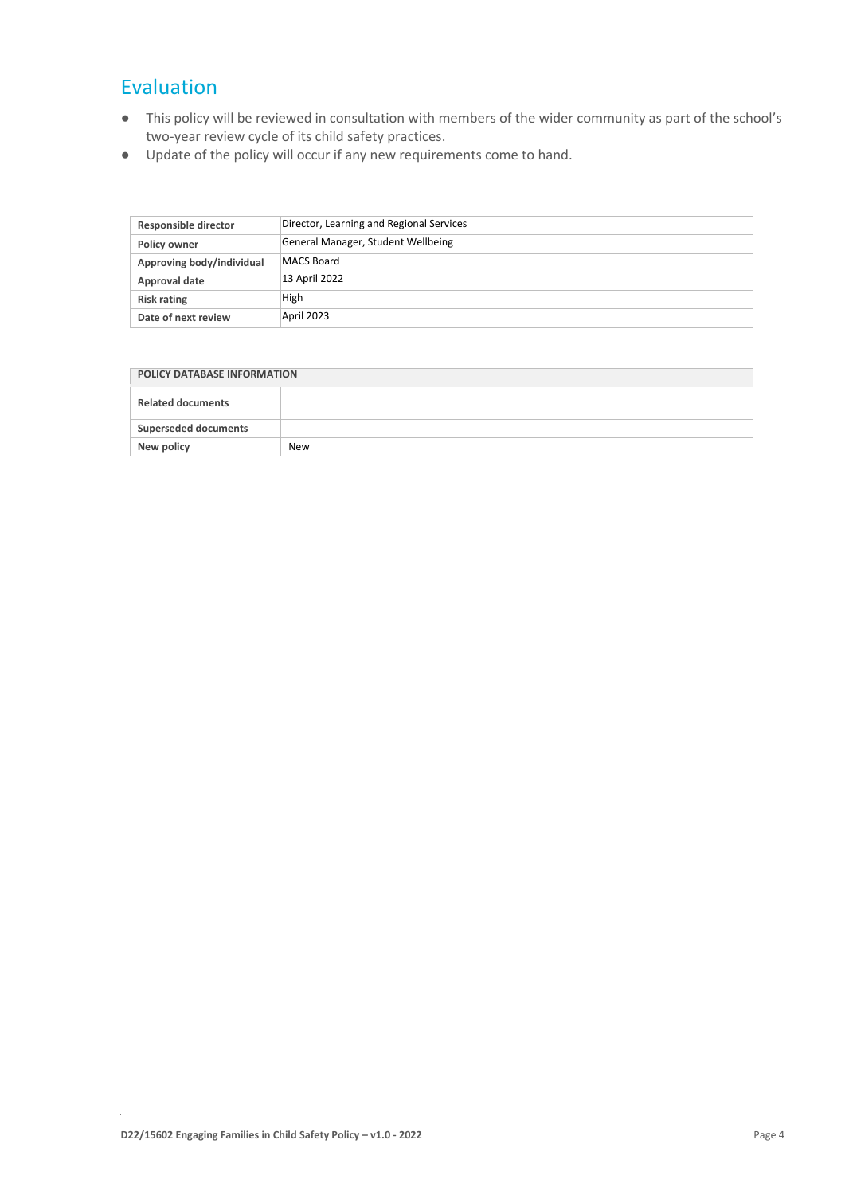## Evaluation

- This policy will be reviewed in consultation with members of the wider community as part of the school's two-year review cycle of its child safety practices.
- Update of the policy will occur if any new requirements come to hand.

| | |
|---|---|
| **Responsible director** | Director, Learning and Regional Services |
| **Policy owner** | General Manager, Student Wellbeing |
| **Approving body/individual** | MACS Board |
| **Approval date** | 13 April 2022 |
| **Risk rating** | High |
| **Date of next review** | April 2023 |

| **POLICY DATABASE INFORMATION** | |
|---|---|
| **Related documents** | |
| **Superseded documents** | |
| **New policy** | New |